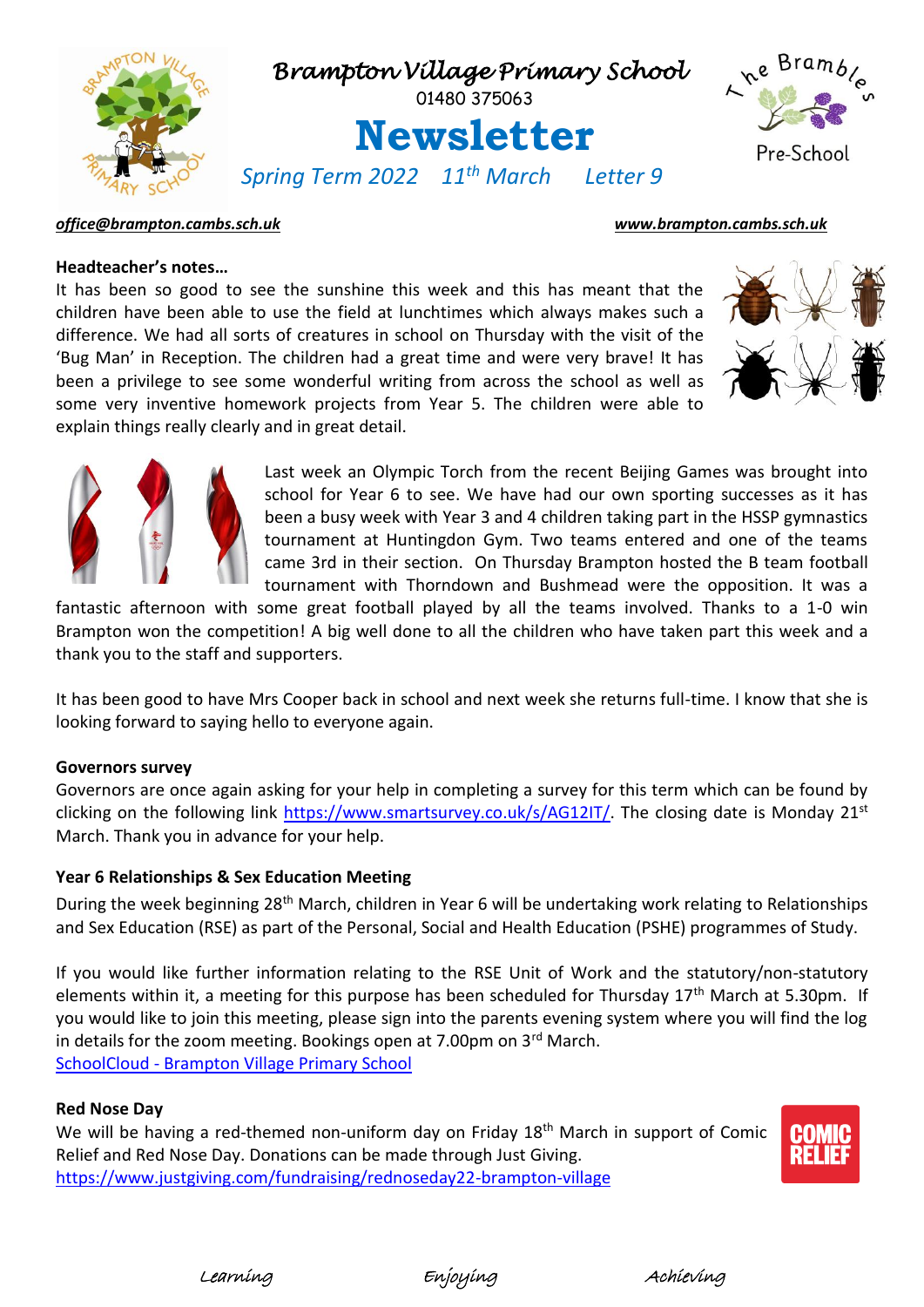# Brampton Village Primary School

01480 375063

# Newsletter

*Spring Term 2022 11th March Letter 9*

The Brambles Pre-School

***office@brampton.cambs.sch.uk*** ***www.brampton.cambs.sch.uk***

**Headteacher's notes…**

It has been so good to see the sunshine this week and this has meant that the children have been able to use the field at lunchtimes which always makes such a difference. We had all sorts of creatures in school on Thursday with the visit of the 'Bug Man' in Reception. The children had a great time and were very brave! It has been a privilege to see some wonderful writing from across the school as well as some very inventive homework projects from Year 5. The children were able to explain things really clearly and in great detail.

Last week an Olympic Torch from the recent Beijing Games was brought into school for Year 6 to see. We have had our own sporting successes as it has been a busy week with Year 3 and 4 children taking part in the HSSP gymnastics tournament at Huntingdon Gym. Two teams entered and one of the teams came 3rd in their section. On Thursday Brampton hosted the B team football tournament with Thorndown and Bushmead were the opposition. It was a fantastic afternoon with some great football played by all the teams involved. Thanks to a 1-0 win Brampton won the competition! A big well done to all the children who have taken part this week and a thank you to the staff and supporters.

It has been good to have Mrs Cooper back in school and next week she returns full-time. I know that she is looking forward to saying hello to everyone again.

**Governors survey**

Governors are once again asking for your help in completing a survey for this term which can be found by clicking on the following link https://www.smartsurvey.co.uk/s/AG12IT/. The closing date is Monday 21st March. Thank you in advance for your help.

**Year 6 Relationships & Sex Education Meeting**

During the week beginning 28th March, children in Year 6 will be undertaking work relating to Relationships and Sex Education (RSE) as part of the Personal, Social and Health Education (PSHE) programmes of Study.

If you would like further information relating to the RSE Unit of Work and the statutory/non-statutory elements within it, a meeting for this purpose has been scheduled for Thursday 17th March at 5.30pm. If you would like to join this meeting, please sign into the parents evening system where you will find the log in details for the zoom meeting. Bookings open at 7.00pm on 3rd March.
SchoolCloud - Brampton Village Primary School

**Red Nose Day**

We will be having a red-themed non-uniform day on Friday 18th March in support of Comic Relief and Red Nose Day. Donations can be made through Just Giving.
https://www.justgiving.com/fundraising/rednoseday22-brampton-village

*Learning Enjoying Achieving*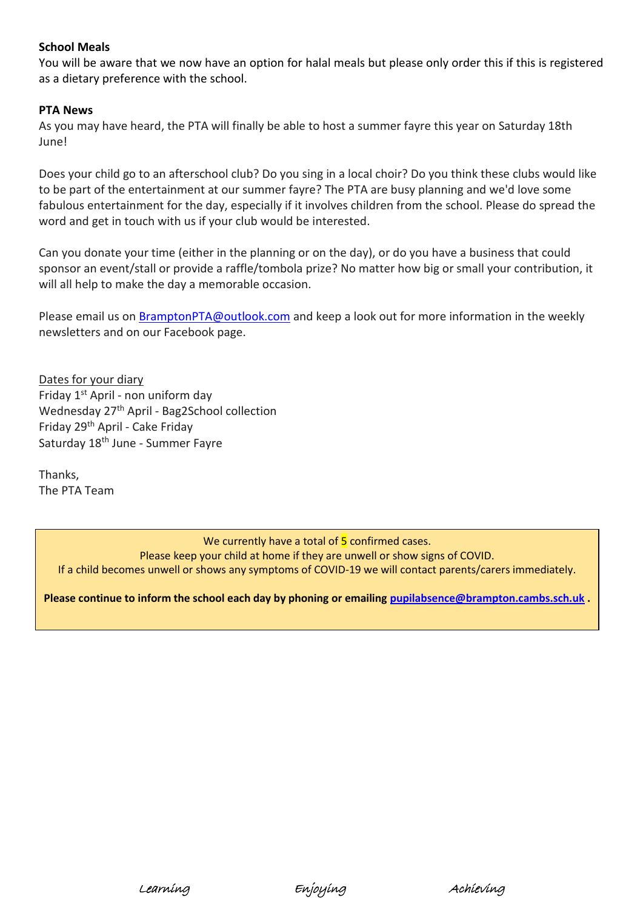**School Meals**

You will be aware that we now have an option for halal meals but please only order this if this is registered as a dietary preference with the school.

**PTA News**

As you may have heard, the PTA will finally be able to host a summer fayre this year on Saturday 18th June!

Does your child go to an afterschool club? Do you sing in a local choir? Do you think these clubs would like to be part of the entertainment at our summer fayre? The PTA are busy planning and we'd love some fabulous entertainment for the day, especially if it involves children from the school. Please do spread the word and get in touch with us if your club would be interested.

Can you donate your time (either in the planning or on the day), or do you have a business that could sponsor an event/stall or provide a raffle/tombola prize? No matter how big or small your contribution, it will all help to make the day a memorable occasion.

Please email us on BramptonPTA@outlook.com and keep a look out for more information in the weekly newsletters and on our Facebook page.

Dates for your diary

Friday 1st April - non uniform day
Wednesday 27th April - Bag2School collection
Friday 29th April - Cake Friday
Saturday 18th June - Summer Fayre

Thanks,
The PTA Team

We currently have a total of 5 confirmed cases.
Please keep your child at home if they are unwell or show signs of COVID.
If a child becomes unwell or shows any symptoms of COVID-19 we will contact parents/carers immediately.

**Please continue to inform the school each day by phoning or emailing pupilabsence@brampton.cambs.sch.uk .**